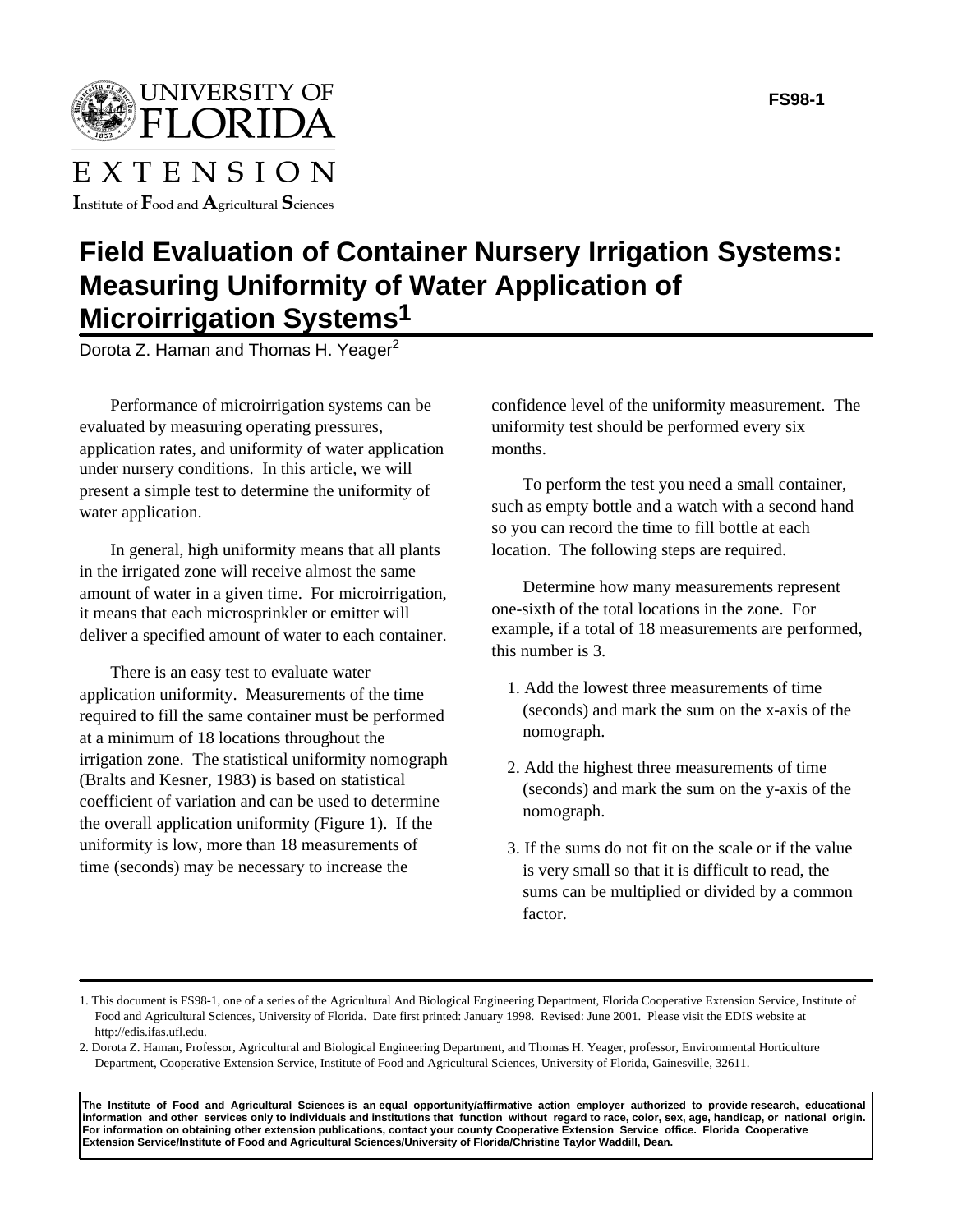UNIVERSITY OF FLORIDA

EXTENSION

Institute of Food and Agricultural Sciences

FS98-1

# Field Evaluation of Container Nursery Irrigation Systems: Measuring Uniformity of Water Application of Microirrigation Systems[1]

Dorota Z. Haman and Thomas H. Yeager[2]

Performance of microirrigation systems can be evaluated by measuring operating pressures, application rates, and uniformity of water application under nursery conditions. In this article, we will present a simple test to determine the uniformity of water application.

In general, high uniformity means that all plants in the irrigated zone will receive almost the same amount of water in a given time. For microirrigation, it means that each microsprinkler or emitter will deliver a specified amount of water to each container.

There is an easy test to evaluate water application uniformity. Measurements of the time required to fill the same container must be performed at a minimum of 18 locations throughout the irrigation zone. The statistical uniformity nomograph (Bralts and Kesner, 1983) is based on statistical coefficient of variation and can be used to determine the overall application uniformity (Figure 1). If the uniformity is low, more than 18 measurements of time (seconds) may be necessary to increase the confidence level of the uniformity measurement. The uniformity test should be performed every six months.

To perform the test you need a small container, such as empty bottle and a watch with a second hand so you can record the time to fill bottle at each location. The following steps are required.

Determine how many measurements represent one-sixth of the total locations in the zone. For example, if a total of 18 measurements are performed, this number is 3.

1. Add the lowest three measurements of time (seconds) and mark the sum on the x-axis of the nomograph.
2. Add the highest three measurements of time (seconds) and mark the sum on the y-axis of the nomograph.
3. If the sums do not fit on the scale or if the value is very small so that it is difficult to read, the sums can be multiplied or divided by a common factor.

---

1. This document is FS98-1, one of a series of the Agricultural And Biological Engineering Department, Florida Cooperative Extension Service, Institute of Food and Agricultural Sciences, University of Florida. Date first printed: January 1998. Revised: June 2001. Please visit the EDIS website at http://edis.ifas.ufl.edu.
2. Dorota Z. Haman, Professor, Agricultural and Biological Engineering Department, and Thomas H. Yeager, professor, Environmental Horticulture Department, Cooperative Extension Service, Institute of Food and Agricultural Sciences, University of Florida, Gainesville, 32611.

**The Institute of Food and Agricultural Sciences is an equal opportunity/affirmative action employer authorized to provide research, educational information and other services only to individuals and institutions that function without regard to race, color, sex, age, handicap, or national origin. For information on obtaining other extension publications, contact your county Cooperative Extension Service office. Florida Cooperative Extension Service/Institute of Food and Agricultural Sciences/University of Florida/Christine Taylor Waddill, Dean.**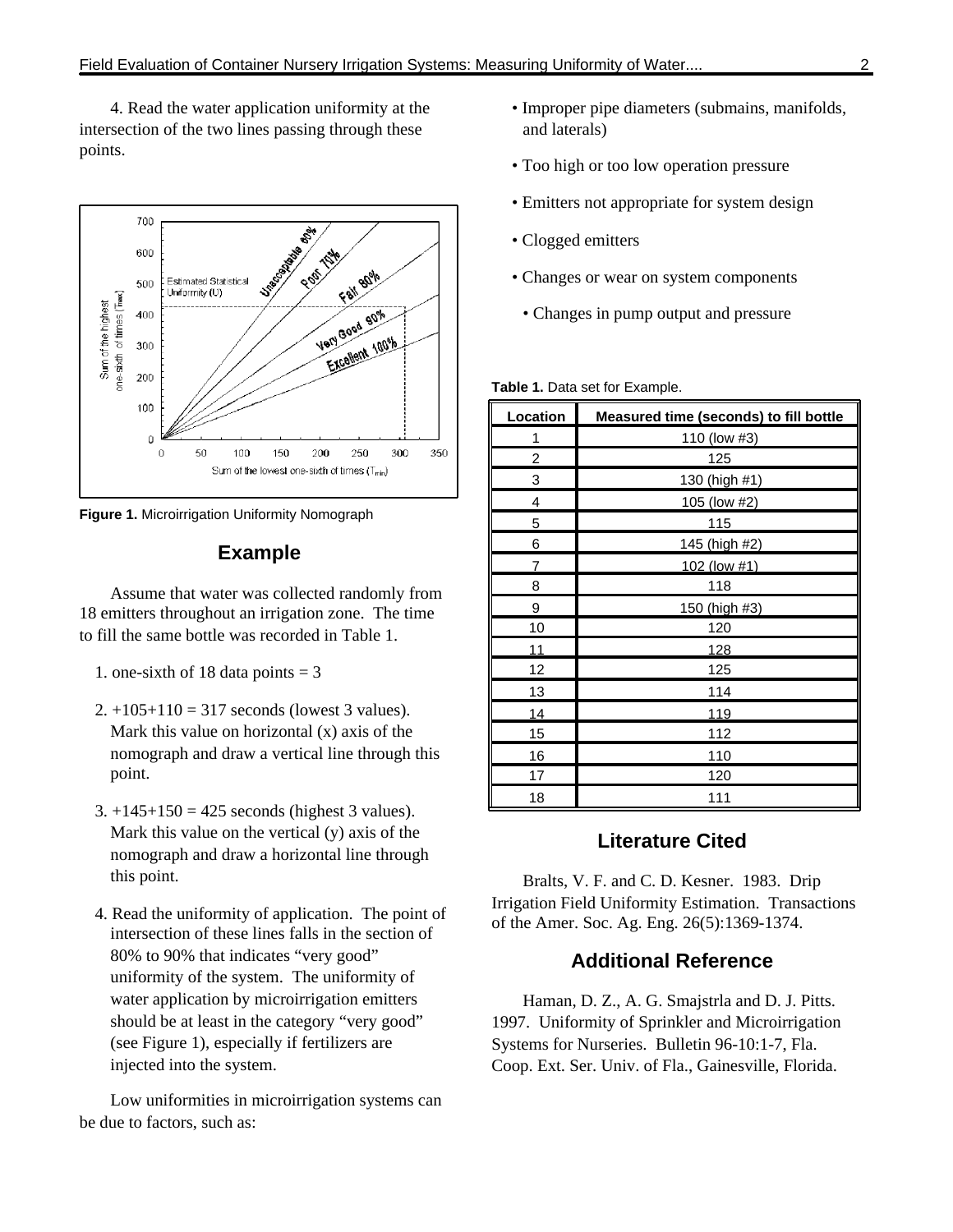4. Read the water application uniformity at the intersection of the two lines passing through these points.

700
600
500
400
300
200
100
0
Sum of the highest one-sixth of times ($T_{max}$)
Estimated Statistical Uniformity (U)
Unacceptable 60%
Poor 70%
Fair 80%
Very Good 90%
Excellent 100%
0 50 100 150 200 250 300 350
Sum of the lowest one-sixth of times ($T_{min}$)

**Figure 1.** Microirrigation Uniformity Nomograph

## Example

Assume that water was collected randomly from 18 emitters throughout an irrigation zone. The time to fill the same bottle was recorded in Table 1.

1. one-sixth of 18 data points = 3
2. +105+110 = 317 seconds (lowest 3 values). Mark this value on horizontal (x) axis of the nomograph and draw a vertical line through this point.
3. +145+150 = 425 seconds (highest 3 values). Mark this value on the vertical (y) axis of the nomograph and draw a horizontal line through this point.
4. Read the uniformity of application. The point of intersection of these lines falls in the section of 80% to 90% that indicates "very good" uniformity of the system. The uniformity of water application by microirrigation emitters should be at least in the category "very good" (see Figure 1), especially if fertilizers are injected into the system.

Low uniformities in microirrigation systems can be due to factors, such as:

- Improper pipe diameters (submains, manifolds, and laterals)
- Too high or too low operation pressure
- Emitters not appropriate for system design
- Clogged emitters
- Changes or wear on system components
- Changes in pump output and pressure

**Table 1.** Data set for Example.

| Location | Measured time (seconds) to fill bottle |
|---|---|
| 1 | 110 (low #3) |
| 2 | 125 |
| 3 | 130 (high #1) |
| 4 | 105 (low #2) |
| 5 | 115 |
| 6 | 145 (high #2) |
| 7 | 102 (low #1) |
| 8 | 118 |
| 9 | 150 (high #3) |
| 10 | 120 |
| 11 | 128 |
| 12 | 125 |
| 13 | 114 |
| 14 | 119 |
| 15 | 112 |
| 16 | 110 |
| 17 | 120 |
| 18 | 111 |

## Literature Cited

Bralts, V. F. and C. D. Kesner. 1983. Drip Irrigation Field Uniformity Estimation. Transactions of the Amer. Soc. Ag. Eng. 26(5):1369-1374.

## Additional Reference

Haman, D. Z., A. G. Smajstrla and D. J. Pitts. 1997. Uniformity of Sprinkler and Microirrigation Systems for Nurseries. Bulletin 96-10:1-7, Fla. Coop. Ext. Ser. Univ. of Fla., Gainesville, Florida.